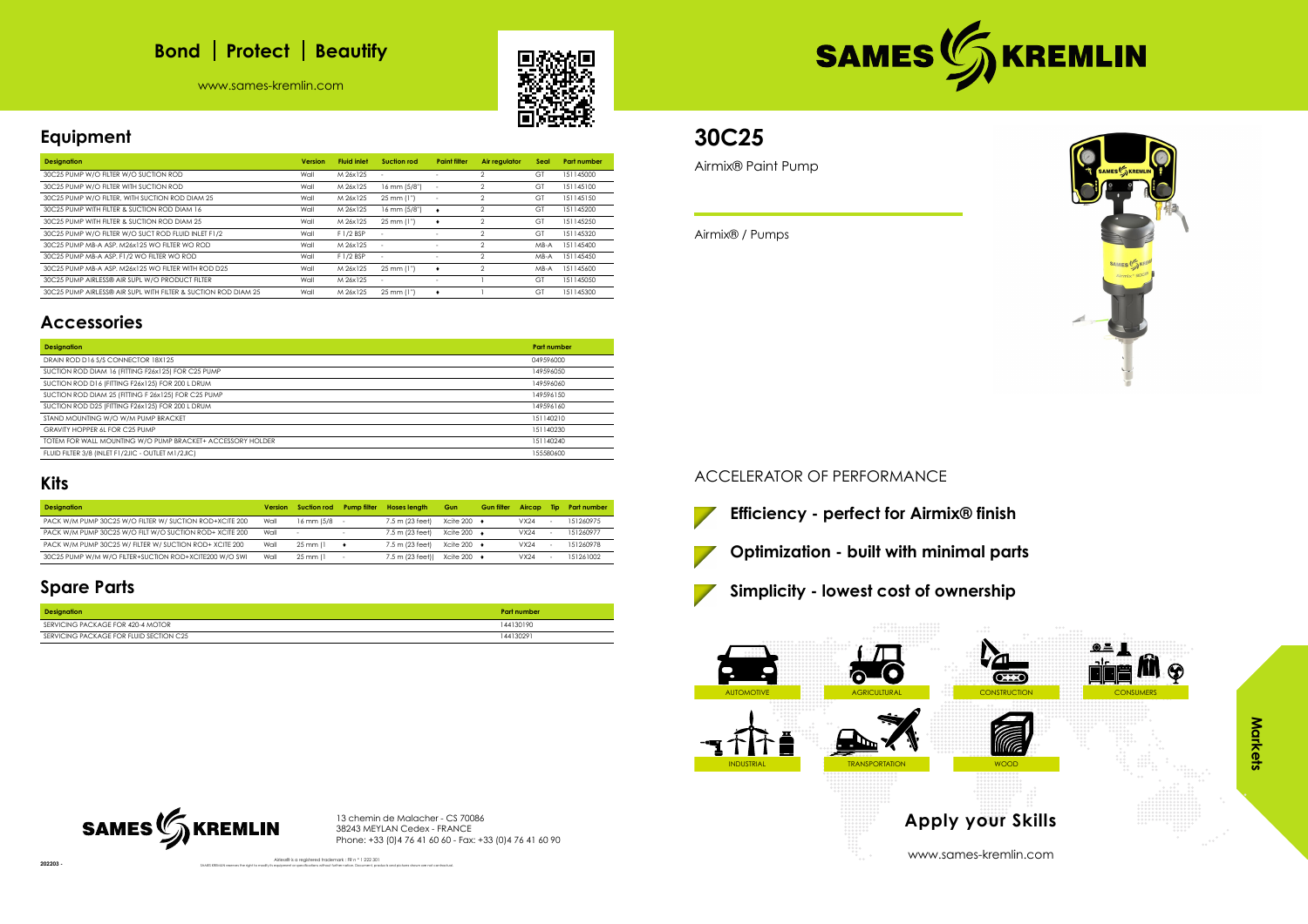# Bond | Protect | Beautify

www.sames-kremlin.com

# SAMES KREMLIN

## Equipment

| Designation | Version | Fluid inlet | Suction rod | Paint filter | Air regulator | Seal | Part number |
|---|---|---|---|---|---|---|---|
| 30C25 PUMP W/O FILTER W/O SUCTION ROD | Wall | M 26x125 | - | - | 2 | GT | 151145000 |
| 30C25 PUMP W/O FILTER WITH SUCTION ROD | Wall | M 26x125 | 16 mm (5/8") | - | 2 | GT | 151145100 |
| 30C25 PUMP W/O FILTER, WITH SUCTION ROD DIAM 25 | Wall | M 26x125 | 25 mm (1") | - | 2 | GT | 151145150 |
| 30C25 PUMP WITH FILTER & SUCTION ROD DIAM 16 | Wall | M 26x125 | 16 mm (5/8") | ♦ | 2 | GT | 151145200 |
| 30C25 PUMP WITH FILTER & SUCTION ROD DIAM 25 | Wall | M 26x125 | 25 mm (1") | ♦ | 2 | GT | 151145250 |
| 30C25 PUMP W/O FILTER W/O SUCT ROD FLUID INLET F1/2 | Wall | F 1/2 BSP | - | - | 2 | GT | 151145320 |
| 30C25 PUMP MB-A ASP. M26x125 WO FILTER WO ROD | Wall | M 26x125 | - | - | 2 | MB-A | 151145400 |
| 30C25 PUMP MB-A ASP. F1/2 WO FILTER WO ROD | Wall | F 1/2 BSP | - | - | 2 | MB-A | 151145450 |
| 30C25 PUMP MB-A ASP. M26x125 WO FILTER WITH ROD D25 | Wall | M 26x125 | 25 mm (1") | ♦ | 2 | MB-A | 151145600 |
| 30C25 PUMP AIRLESS® AIR SUPL W/O PRODUCT FILTER | Wall | M 26x125 | - | - | 1 | GT | 151145050 |
| 30C25 PUMP AIRLESS® AIR SUPL WITH FILTER & SUCTION ROD DIAM 25 | Wall | M 26x125 | 25 mm (1") | ♦ | 1 | GT | 151145300 |

## Accessories

| Designation | Part number |
|---|---|
| DRAIN ROD D16 S/S CONNECTOR 18X125 | 049596000 |
| SUCTION ROD DIAM 16 (FITTING F26x125) FOR C25 PUMP | 149596050 |
| SUCTION ROD D16 (FITTING F26x125) FOR 200 L DRUM | 149596060 |
| SUCTION ROD DIAM 25 (FITTING F 26x125) FOR C25 PUMP | 149596150 |
| SUCTION ROD D25 (FITTING F26x125) FOR 200 L DRUM | 149596160 |
| STAND MOUNTING W/O W/M PUMP BRACKET | 151140210 |
| GRAVITY HOPPER 6L FOR C25 PUMP | 151140230 |
| TOTEM FOR WALL MOUNTING W/O PUMP BRACKET+ ACCESSORY HOLDER | 151140240 |
| FLUID FILTER 3/8 (INLET F1/2JIC - OUTLET M1/2JIC) | 155580600 |

## Kits

| Designation | Version | Suction rod | Pump filter | Hoses length | Gun | Gun filter | Aircap | Tip | Part number |
|---|---|---|---|---|---|---|---|---|---|
| PACK W/M PUMP 30C25 W/O FILTER W/ SUCTION ROD+XCITE 200 | Wall | 16 mm (5/8 | - | 7.5 m (23 feet) | Xcite 200 | ♦ | VX24 | - | 151260975 |
| PACK W/M PUMP 30C25 W/O FILT W/O SUCTION ROD+ XCITE 200 | Wall | - | - | 7.5 m (23 feet) | Xcite 200 | ♦ | VX24 | - | 151260977 |
| PACK W/M PUMP 30C25 W/ FILTER W/ SUCTION ROD+ XCITE 200 | Wall | 25 mm (1 | ♦ | 7.5 m (23 feet) | Xcite 200 | ♦ | VX24 | - | 151260978 |
| 30C25 PUMP W/M W/O FILTER+SUCTION ROD+XCITE200 W/O SWI | Wall | 25 mm (1 | - | 7.5 m (23 feet)) | Xcite 200 | ♦ | VX24 | - | 151261002 |

## Spare Parts

| Designation | Part number |
|---|---|
| SERVICING PACKAGE FOR 420-4 MOTOR | 144130190 |
| SERVICING PACKAGE FOR FLUID SECTION C25 | 144130291 |

# 30C25

Airmix® Paint Pump

Airmix® / Pumps

## ACCELERATOR OF PERFORMANCE

- **Efficiency - perfect for Airmix® finish**
- **Optimization - built with minimal parts**
- **Simplicity - lowest cost of ownership**

## Markets

AUTOMOTIVE | AGRICULTURAL | CONSTRUCTION | CONSUMERS | INDUSTRIAL | TRANSPORTATION | WOOD

## Apply your Skills

www.sames-kremlin.com

SAMES KREMLIN

13 chemin de Malacher - CS 70086
38243 MEYLAN Cedex - FRANCE
Phone: +33 (0)4 76 41 60 60 - Fax: +33 (0)4 76 41 60 90

Airless® is a registered trademark : FR n° 1 222 301

202203 -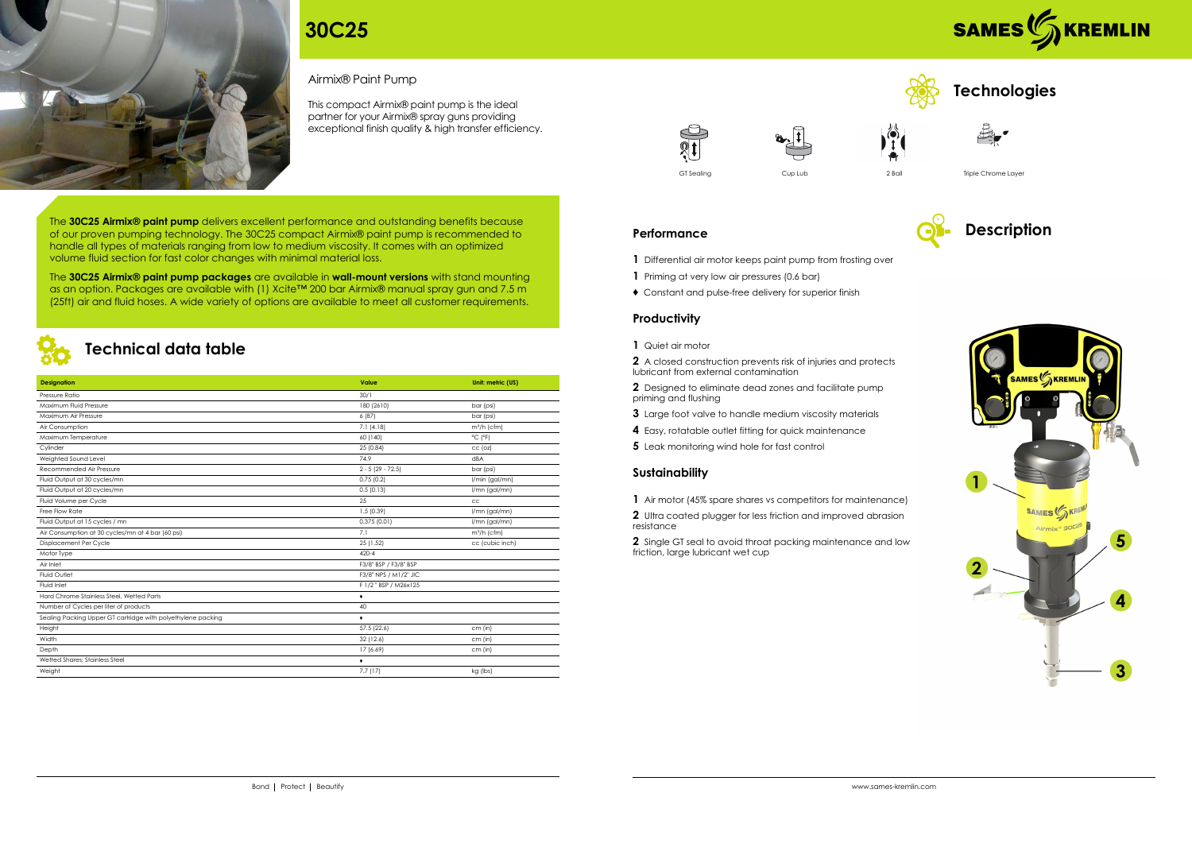# 30C25

SAMES KREMLIN

Airmix® Paint Pump

This compact Airmix® paint pump is the ideal partner for your Airmix® spray guns providing exceptional finish quality & high transfer efficiency.

## Technologies

GT Sealing

Cup Lub

2 Ball

Triple Chrome Layer

The **30C25 Airmix® paint pump** delivers excellent performance and outstanding benefits because of our proven pumping technology. The 30C25 compact Airmix® paint pump is recommended to handle all types of materials ranging from low to medium viscosity. It comes with an optimized volume fluid section for fast color changes with minimal material loss.

The **30C25 Airmix® paint pump packages** are available in **wall-mount versions** with stand mounting as an option. Packages are available with (1) Xcite™ 200 bar Airmix® manual spray gun and 7.5 m (25ft) air and fluid hoses. A wide variety of options are available to meet all customer requirements.

## Technical data table

| Designation | Value | Unit: metric (US) |
|---|---|---|
| Pressure Ratio | 30/1 | |
| Maximum Fluid Pressure | 180 (2610) | bar (psi) |
| Maximum Air Pressure | 6 (87) | bar (psi) |
| Air Consumption | 7.1 (4.18) | m³/h (cfm) |
| Maximum Temperature | 60 (140) | °C (°F) |
| Cylinder | 25 (0.84) | cc (oz) |
| Weighted Sound Level | 74.9 | dBA |
| Recommended Air Pressure | 2 - 5 (29 - 72.5) | bar (psi) |
| Fluid Output at 30 cycles/mn | 0.75 (0.2) | l/min (gal/mn) |
| Fluid Output at 20 cycles/mn | 0.5 (0.13) | l/mn (gal/mn) |
| Fluid Volume per Cycle | 25 | cc |
| Free Flow Rate | 1.5 (0.39) | l/mn (gal/mn) |
| Fluid Output at 15 cycles / mn | 0.375 (0.01) | l/mn (gal/mn) |
| Air Consumption at 30 cycles/mn at 4 bar (60 psi) | 7.1 | m³/h (cfm) |
| Displacement Per Cycle | 25 (1.52) | cc (cubic inch) |
| Motor Type | 420-4 | |
| Air Inlet | F3/8" BSP / F3/8" BSP | |
| Fluid Outlet | F3/8" NPS / M1/2" JIC | |
| Fluid Inlet | F 1/2 " BSP / M26x125 | |
| Hard Chrome Stainless Steel, Wetted Parts | ♦ | |
| Number of Cycles per liter of products | 40 | |
| Sealing Packing Upper GT cartridge with polyethylene packing | ♦ | |
| Height | 57.5 (22.6) | cm (in) |
| Width | 32 (12.6) | cm (in) |
| Depth | 17 (6.69) | cm (in) |
| Wetted Shares: Stainless Steel | ♦ | |
| Weight | 7.7 (17) | kg (lbs) |

## Description

### Performance

**1** Differential air motor keeps paint pump from frosting over

**1** Priming at very low air pressures (0.6 bar)

♦ Constant and pulse-free delivery for superior finish

### Productivity

**1** Quiet air motor

**2** A closed construction prevents risk of injuries and protects lubricant from external contamination

**2** Designed to eliminate dead zones and facilitate pump priming and flushing

**3** Large foot valve to handle medium viscosity materials

**4** Easy, rotatable outlet fitting for quick maintenance

**5** Leak monitoring wind hole for fast control

### Sustainability

**1** Air motor (45% spare shares vs competitors for maintenance)

**2** Ultra coated plugger for less friction and improved abrasion resistance

**2** Single GT seal to avoid throat packing maintenance and low friction, large lubricant wet cup

Bond | Protect | Beautify

www.sames-kremlin.com